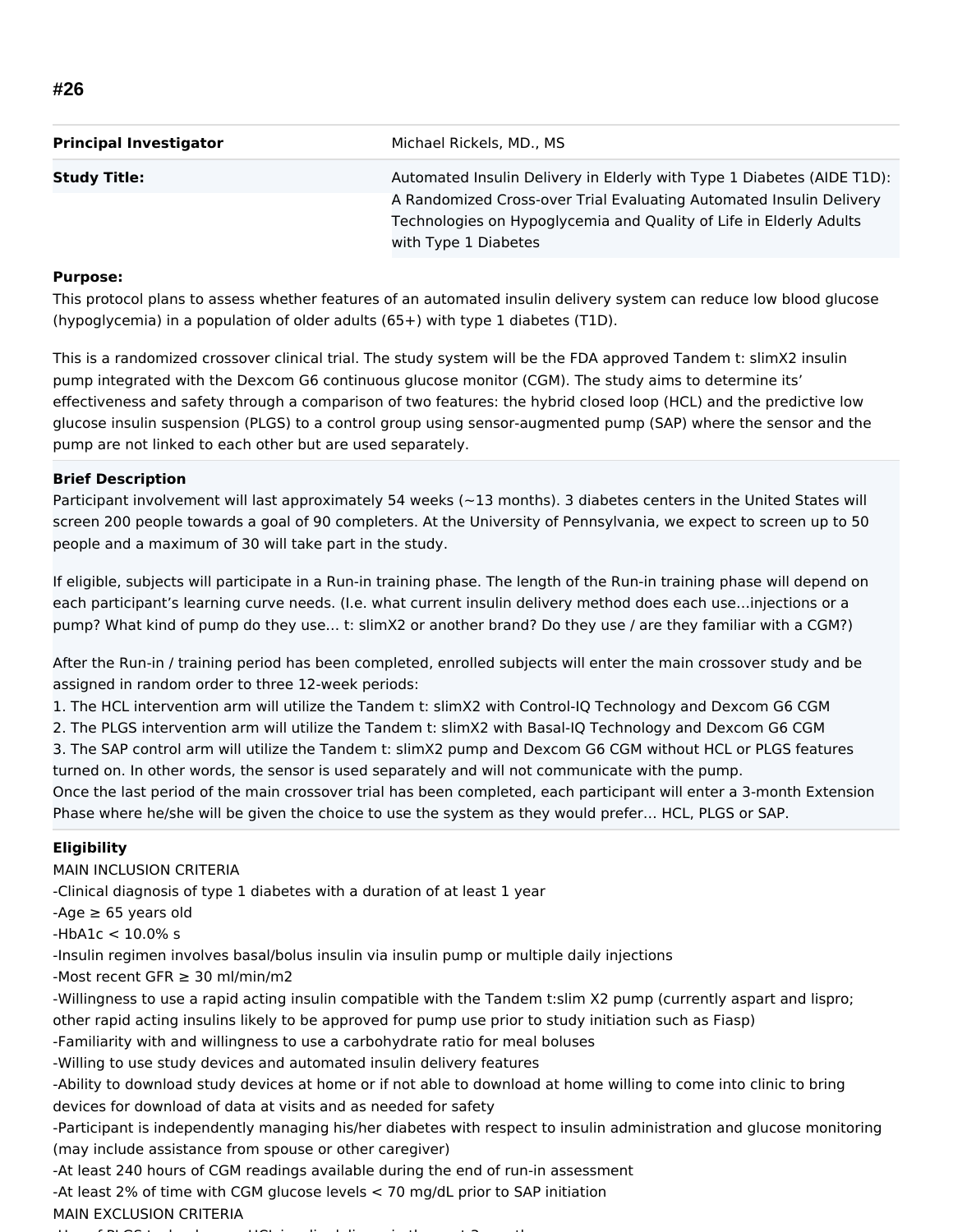# #26

| | |
|---|---|
| **Principal Investigator** | Michael Rickels, MD., MS |
| **Study Title:** | Automated Insulin Delivery in Elderly with Type 1 Diabetes (AIDE T1D): A Randomized Cross-over Trial Evaluating Automated Insulin Delivery Technologies on Hypoglycemia and Quality of Life in Elderly Adults with Type 1 Diabetes |

**Purpose:**

This protocol plans to assess whether features of an automated insulin delivery system can reduce low blood glucose (hypoglycemia) in a population of older adults (65+) with type 1 diabetes (T1D).

This is a randomized crossover clinical trial. The study system will be the FDA approved Tandem t: slimX2 insulin pump integrated with the Dexcom G6 continuous glucose monitor (CGM). The study aims to determine its' effectiveness and safety through a comparison of two features: the hybrid closed loop (HCL) and the predictive low glucose insulin suspension (PLGS) to a control group using sensor-augmented pump (SAP) where the sensor and the pump are not linked to each other but are used separately.

**Brief Description**

Participant involvement will last approximately 54 weeks (~13 months). 3 diabetes centers in the United States will screen 200 people towards a goal of 90 completers. At the University of Pennsylvania, we expect to screen up to 50 people and a maximum of 30 will take part in the study.

If eligible, subjects will participate in a Run-in training phase. The length of the Run-in training phase will depend on each participant's learning curve needs. (I.e. what current insulin delivery method does each use…injections or a pump? What kind of pump do they use… t: slimX2 or another brand? Do they use / are they familiar with a CGM?)

After the Run-in / training period has been completed, enrolled subjects will enter the main crossover study and be assigned in random order to three 12-week periods:

1. The HCL intervention arm will utilize the Tandem t: slimX2 with Control-IQ Technology and Dexcom G6 CGM
2. The PLGS intervention arm will utilize the Tandem t: slimX2 with Basal-IQ Technology and Dexcom G6 CGM
3. The SAP control arm will utilize the Tandem t: slimX2 pump and Dexcom G6 CGM without HCL or PLGS features turned on. In other words, the sensor is used separately and will not communicate with the pump.

Once the last period of the main crossover trial has been completed, each participant will enter a 3-month Extension Phase where he/she will be given the choice to use the system as they would prefer… HCL, PLGS or SAP.

**Eligibility**

MAIN INCLUSION CRITERIA

-Clinical diagnosis of type 1 diabetes with a duration of at least 1 year
-Age ≥ 65 years old
-HbA1c < 10.0% s
-Insulin regimen involves basal/bolus insulin via insulin pump or multiple daily injections
-Most recent GFR ≥ 30 ml/min/m2
-Willingness to use a rapid acting insulin compatible with the Tandem t:slim X2 pump (currently aspart and lispro; other rapid acting insulins likely to be approved for pump use prior to study initiation such as Fiasp)
-Familiarity with and willingness to use a carbohydrate ratio for meal boluses
-Willing to use study devices and automated insulin delivery features
-Ability to download study devices at home or if not able to download at home willing to come into clinic to bring devices for download of data at visits and as needed for safety
-Participant is independently managing his/her diabetes with respect to insulin administration and glucose monitoring (may include assistance from spouse or other caregiver)
-At least 240 hours of CGM readings available during the end of run-in assessment
-At least 2% of time with CGM glucose levels < 70 mg/dL prior to SAP initiation

MAIN EXCLUSION CRITERIA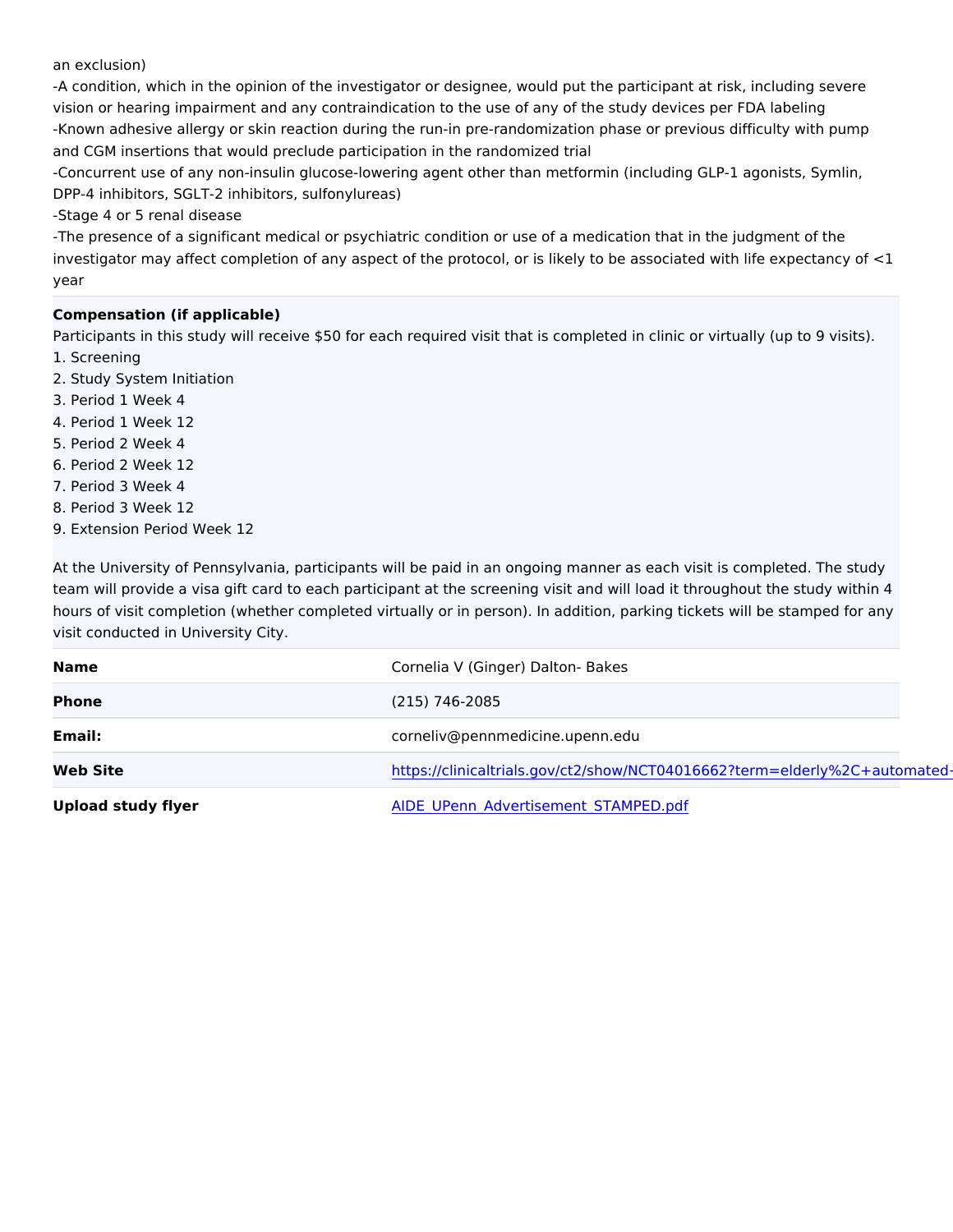an exclusion)

-A condition, which in the opinion of the investigator or designee, would put the participant at risk, including severe vision or hearing impairment and any contraindication to the use of any of the study devices per FDA labeling

-Known adhesive allergy or skin reaction during the run-in pre-randomization phase or previous difficulty with pump and CGM insertions that would preclude participation in the randomized trial

-Concurrent use of any non-insulin glucose-lowering agent other than metformin (including GLP-1 agonists, Symlin, DPP-4 inhibitors, SGLT-2 inhibitors, sulfonylureas)

-Stage 4 or 5 renal disease

-The presence of a significant medical or psychiatric condition or use of a medication that in the judgment of the investigator may affect completion of any aspect of the protocol, or is likely to be associated with life expectancy of <1 year

**Compensation (if applicable)**

Participants in this study will receive $50 for each required visit that is completed in clinic or virtually (up to 9 visits).

1. Screening
2. Study System Initiation
3. Period 1 Week 4
4. Period 1 Week 12
5. Period 2 Week 4
6. Period 2 Week 12
7. Period 3 Week 4
8. Period 3 Week 12
9. Extension Period Week 12

At the University of Pennsylvania, participants will be paid in an ongoing manner as each visit is completed. The study team will provide a visa gift card to each participant at the screening visit and will load it throughout the study within 4 hours of visit completion (whether completed virtually or in person). In addition, parking tickets will be stamped for any visit conducted in University City.

| | |
|---|---|
| **Name** | Cornelia V (Ginger) Dalton- Bakes |
| **Phone** | (215) 746-2085 |
| **Email:** | corneliv@pennmedicine.upenn.edu |
| **Web Site** | https://clinicaltrials.gov/ct2/show/NCT04016662?term=elderly%2C+automated- |
| **Upload study flyer** | AIDE_UPenn_Advertisement_STAMPED.pdf |